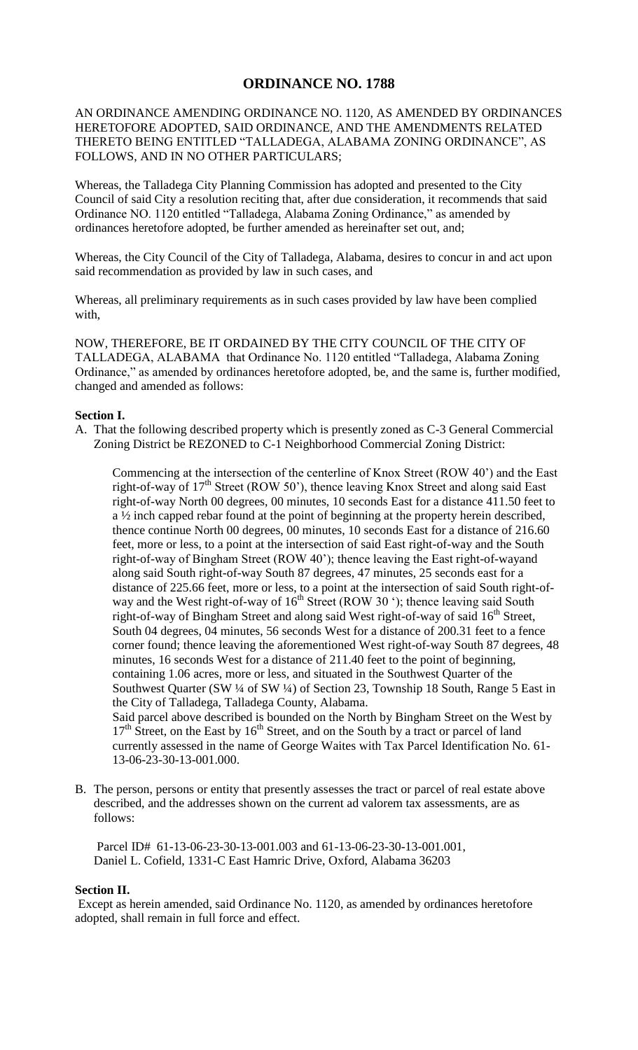# ORDINANCE NO. 1788

AN ORDINANCE AMENDING ORDINANCE NO. 1120, AS AMENDED BY ORDINANCES HERETOFORE ADOPTED, SAID ORDINANCE, AND THE AMENDMENTS RELATED THERETO BEING ENTITLED "TALLADEGA, ALABAMA ZONING ORDINANCE", AS FOLLOWS, AND IN NO OTHER PARTICULARS;

Whereas, the Talladega City Planning Commission has adopted and presented to the City Council of said City a resolution reciting that, after due consideration, it recommends that said Ordinance NO. 1120 entitled "Talladega, Alabama Zoning Ordinance," as amended by ordinances heretofore adopted, be further amended as hereinafter set out, and;

Whereas, the City Council of the City of Talladega, Alabama, desires to concur in and act upon said recommendation as provided by law in such cases, and

Whereas, all preliminary requirements as in such cases provided by law have been complied with,

NOW, THEREFORE, BE IT ORDAINED BY THE CITY COUNCIL OF THE CITY OF TALLADEGA, ALABAMA that Ordinance No. 1120 entitled "Talladega, Alabama Zoning Ordinance," as amended by ordinances heretofore adopted, be, and the same is, further modified, changed and amended as follows:

**Section I.**

A. That the following described property which is presently zoned as C-3 General Commercial Zoning District be REZONED to C-1 Neighborhood Commercial Zoning District:

   Commencing at the intersection of the centerline of Knox Street (ROW 40') and the East right-of-way of 17th Street (ROW 50'), thence leaving Knox Street and along said East right-of-way North 00 degrees, 00 minutes, 10 seconds East for a distance 411.50 feet to a ½ inch capped rebar found at the point of beginning at the property herein described, thence continue North 00 degrees, 00 minutes, 10 seconds East for a distance of 216.60 feet, more or less, to a point at the intersection of said East right-of-way and the South right-of-way of Bingham Street (ROW 40'); thence leaving the East right-of-wayand along said South right-of-way South 87 degrees, 47 minutes, 25 seconds east for a distance of 225.66 feet, more or less, to a point at the intersection of said South right-of-way and the West right-of-way of 16th Street (ROW 30 '); thence leaving said South right-of-way of Bingham Street and along said West right-of-way of said 16th Street, South 04 degrees, 04 minutes, 56 seconds West for a distance of 200.31 feet to a fence corner found; thence leaving the aforementioned West right-of-way South 87 degrees, 48 minutes, 16 seconds West for a distance of 211.40 feet to the point of beginning, containing 1.06 acres, more or less, and situated in the Southwest Quarter of the Southwest Quarter (SW ¼ of SW ¼) of Section 23, Township 18 South, Range 5 East in the City of Talladega, Talladega County, Alabama.

   Said parcel above described is bounded on the North by Bingham Street on the West by 17th Street, on the East by 16th Street, and on the South by a tract or parcel of land currently assessed in the name of George Waites with Tax Parcel Identification No. 61-13-06-23-30-13-001.000.

B. The person, persons or entity that presently assesses the tract or parcel of real estate above described, and the addresses shown on the current ad valorem tax assessments, are as follows:

   Parcel ID# 61-13-06-23-30-13-001.003 and 61-13-06-23-30-13-001.001, Daniel L. Cofield, 1331-C East Hamric Drive, Oxford, Alabama 36203

**Section II.**

Except as herein amended, said Ordinance No. 1120, as amended by ordinances heretofore adopted, shall remain in full force and effect.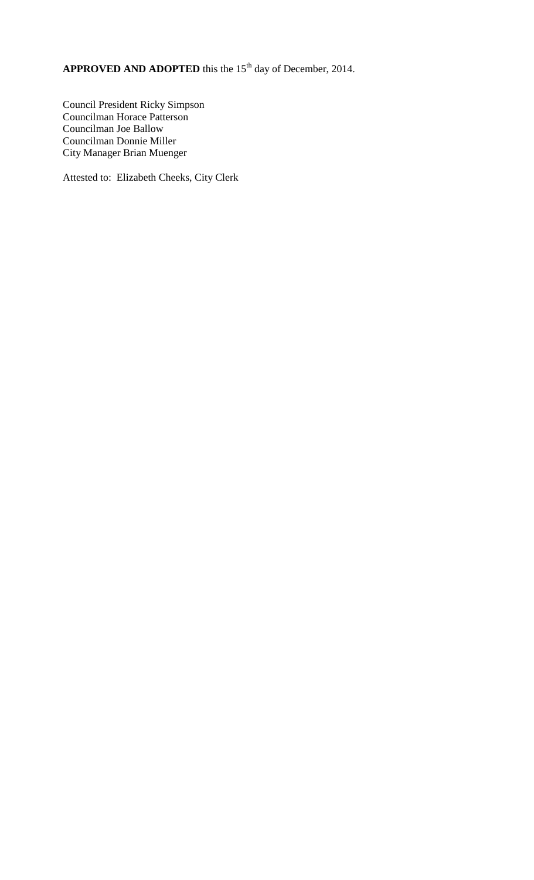**APPROVED AND ADOPTED** this the 15th day of December, 2014.

Council President Ricky Simpson
Councilman Horace Patterson
Councilman Joe Ballow
Councilman Donnie Miller
City Manager Brian Muenger

Attested to: Elizabeth Cheeks, City Clerk